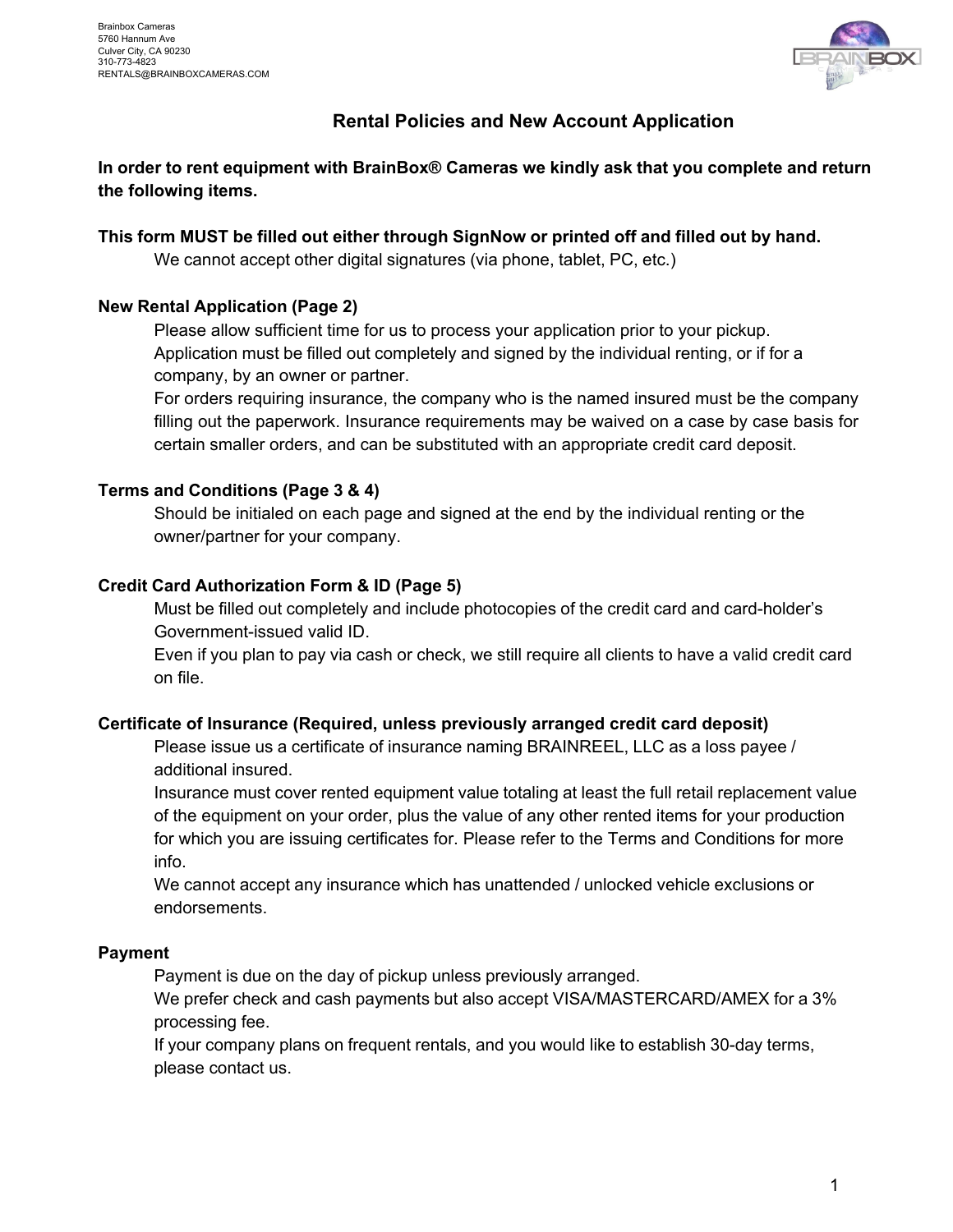Brainbox Cameras
5760 Hannum Ave
Culver City, CA 90230
310-773-4823
RENTALS@BRAINBOXCAMERAS.COM

# Rental Policies and New Account Application

**In order to rent equipment with BrainBox® Cameras we kindly ask that you complete and return the following items.**

**This form MUST be filled out either through SignNow or printed off and filled out by hand.**
We cannot accept other digital signatures (via phone, tablet, PC, etc.)

**New Rental Application (Page 2)**
Please allow sufficient time for us to process your application prior to your pickup.
Application must be filled out completely and signed by the individual renting, or if for a company, by an owner or partner.
For orders requiring insurance, the company who is the named insured must be the company filling out the paperwork. Insurance requirements may be waived on a case by case basis for certain smaller orders, and can be substituted with an appropriate credit card deposit.

**Terms and Conditions (Page 3 & 4)**
Should be initialed on each page and signed at the end by the individual renting or the owner/partner for your company.

**Credit Card Authorization Form & ID (Page 5)**
Must be filled out completely and include photocopies of the credit card and card-holder's Government-issued valid ID.
Even if you plan to pay via cash or check, we still require all clients to have a valid credit card on file.

**Certificate of Insurance (Required, unless previously arranged credit card deposit)**
Please issue us a certificate of insurance naming BRAINREEL, LLC as a loss payee / additional insured.
Insurance must cover rented equipment value totaling at least the full retail replacement value of the equipment on your order, plus the value of any other rented items for your production for which you are issuing certificates for. Please refer to the Terms and Conditions for more info.
We cannot accept any insurance which has unattended / unlocked vehicle exclusions or endorsements.

**Payment**
Payment is due on the day of pickup unless previously arranged.
We prefer check and cash payments but also accept VISA/MASTERCARD/AMEX for a 3% processing fee.
If your company plans on frequent rentals, and you would like to establish 30-day terms, please contact us.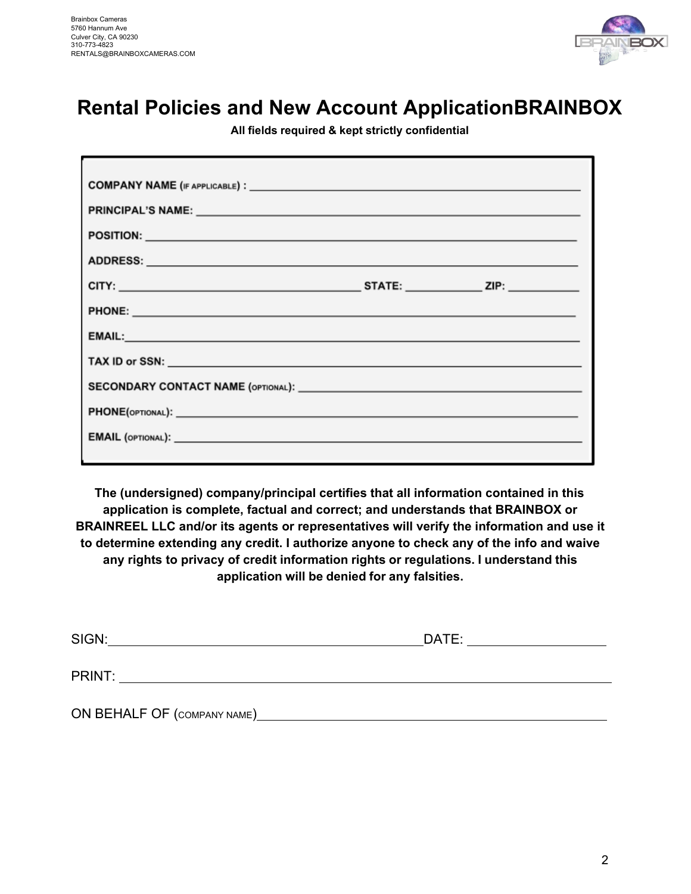Brainbox Cameras
5760 Hannum Ave
Culver City, CA 90230
310-773-4823
RENTALS@BRAINBOXCAMERAS.COM

# Rental Policies and New Account ApplicationBRAINBOX

**All fields required & kept strictly confidential**

**COMPANY NAME (IF APPLICABLE) :** ______________________________

**PRINCIPAL'S NAME:** ______________________________

**POSITION:** ______________________________

**ADDRESS:** ______________________________

**CITY:** ____________________ **STATE:** __________ **ZIP:** __________

**PHONE:** ______________________________

**EMAIL:** ______________________________

**TAX ID or SSN:** ______________________________

**SECONDARY CONTACT NAME (OPTIONAL):** ______________________________

**PHONE(OPTIONAL):** ______________________________

**EMAIL (OPTIONAL):** ______________________________

**The (undersigned) company/principal certifies that all information contained in this application is complete, factual and correct; and understands that BRAINBOX or BRAINREEL LLC and/or its agents or representatives will verify the information and use it to determine extending any credit. I authorize anyone to check any of the info and waive any rights to privacy of credit information rights or regulations. I understand this application will be denied for any falsities.**

SIGN: ______________________________ DATE: ____________________

PRINT: ______________________________

ON BEHALF OF (COMPANY NAME) ______________________________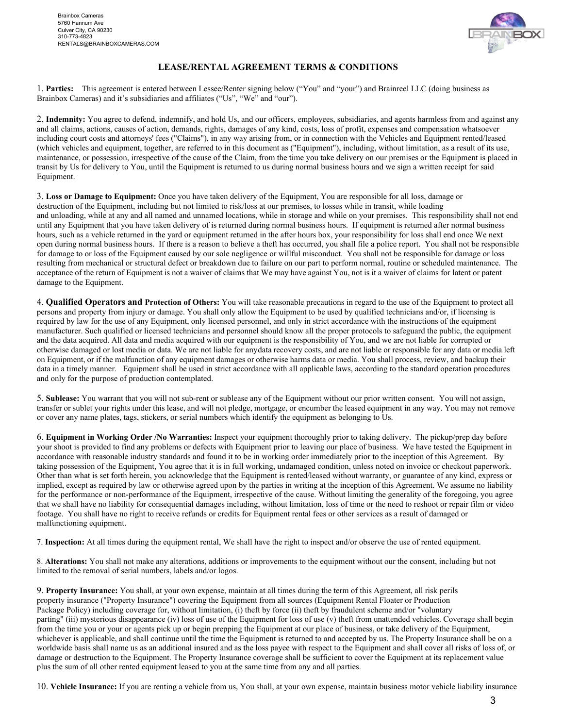Brainbox Cameras
5760 Hannum Ave
Culver City, CA 90230
310-773-4823
RENTALS@BRAINBOXCAMERAS.COM

## LEASE/RENTAL AGREEMENT TERMS & CONDITIONS

1. **Parties:** This agreement is entered between Lessee/Renter signing below ("You" and "your") and Brainreel LLC (doing business as Brainbox Cameras) and it's subsidiaries and affiliates ("Us", "We" and "our").

2. **Indemnity:** You agree to defend, indemnify, and hold Us, and our officers, employees, subsidiaries, and agents harmless from and against any and all claims, actions, causes of action, demands, rights, damages of any kind, costs, loss of profit, expenses and compensation whatsoever including court costs and attorneys' fees ("Claims"), in any way arising from, or in connection with the Vehicles and Equipment rented/leased (which vehicles and equipment, together, are referred to in this document as ("Equipment"), including, without limitation, as a result of its use, maintenance, or possession, irrespective of the cause of the Claim, from the time you take delivery on our premises or the Equipment is placed in transit by Us for delivery to You, until the Equipment is returned to us during normal business hours and we sign a written receipt for said Equipment.

3. **Loss or Damage to Equipment:** Once you have taken delivery of the Equipment, You are responsible for all loss, damage or destruction of the Equipment, including but not limited to risk/loss at our premises, to losses while in transit, while loading and unloading, while at any and all named and unnamed locations, while in storage and while on your premises. This responsibility shall not end until any Equipment that you have taken delivery of is returned during normal business hours. If equipment is returned after normal business hours, such as a vehicle returned in the yard or equipment returned in the after hours box, your responsibility for loss shall end once We next open during normal business hours. If there is a reason to believe a theft has occurred, you shall file a police report. You shall not be responsible for damage to or loss of the Equipment caused by our sole negligence or willful misconduct. You shall not be responsible for damage or loss resulting from mechanical or structural defect or breakdown due to failure on our part to perform normal, routine or scheduled maintenance. The acceptance of the return of Equipment is not a waiver of claims that We may have against You, not is it a waiver of claims for latent or patent damage to the Equipment.

4. **Qualified Operators and Protection of Others:** You will take reasonable precautions in regard to the use of the Equipment to protect all persons and property from injury or damage. You shall only allow the Equipment to be used by qualified technicians and/or, if licensing is required by law for the use of any Equipment, only licensed personnel, and only in strict accordance with the instructions of the equipment manufacturer. Such qualified or licensed technicians and personnel should know all the proper protocols to safeguard the public, the equipment and the data acquired. All data and media acquired with our equipment is the responsibility of You, and we are not liable for corrupted or otherwise damaged or lost media or data. We are not liable for anydata recovery costs, and are not liable or responsible for any data or media left on Equipment, or if the malfunction of any equipment damages or otherwise harms data or media. You shall process, review, and backup their data in a timely manner. Equipment shall be used in strict accordance with all applicable laws, according to the standard operation procedures and only for the purpose of production contemplated.

5. **Sublease:** You warrant that you will not sub-rent or sublease any of the Equipment without our prior written consent. You will not assign, transfer or sublet your rights under this lease, and will not pledge, mortgage, or encumber the leased equipment in any way. You may not remove or cover any name plates, tags, stickers, or serial numbers which identify the equipment as belonging to Us.

6. **Equipment in Working Order /No Warranties:** Inspect your equipment thoroughly prior to taking delivery. The pickup/prep day before your shoot is provided to find any problems or defects with Equipment prior to leaving our place of business. We have tested the Equipment in accordance with reasonable industry standards and found it to be in working order immediately prior to the inception of this Agreement. By taking possession of the Equipment, You agree that it is in full working, undamaged condition, unless noted on invoice or checkout paperwork. Other than what is set forth herein, you acknowledge that the Equipment is rented/leased without warranty, or guarantee of any kind, express or implied, except as required by law or otherwise agreed upon by the parties in writing at the inception of this Agreement. We assume no liability for the performance or non-performance of the Equipment, irrespective of the cause. Without limiting the generality of the foregoing, you agree that we shall have no liability for consequential damages including, without limitation, loss of time or the need to reshoot or repair film or video footage. You shall have no right to receive refunds or credits for Equipment rental fees or other services as a result of damaged or malfunctioning equipment.

7. **Inspection:** At all times during the equipment rental, We shall have the right to inspect and/or observe the use of rented equipment.

8. **Alterations:** You shall not make any alterations, additions or improvements to the equipment without our the consent, including but not limited to the removal of serial numbers, labels and/or logos.

9. **Property Insurance:** You shall, at your own expense, maintain at all times during the term of this Agreement, all risk perils property insurance ("Property Insurance") covering the Equipment from all sources (Equipment Rental Floater or Production Package Policy) including coverage for, without limitation, (i) theft by force (ii) theft by fraudulent scheme and/or "voluntary parting" (iii) mysterious disappearance (iv) loss of use of the Equipment for loss of use (v) theft from unattended vehicles. Coverage shall begin from the time you or your or agents pick up or begin prepping the Equipment at our place of business, or take delivery of the Equipment, whichever is applicable, and shall continue until the time the Equipment is returned to and accepted by us. The Property Insurance shall be on a worldwide basis shall name us as an additional insured and as the loss payee with respect to the Equipment and shall cover all risks of loss of, or damage or destruction to the Equipment. The Property Insurance coverage shall be sufficient to cover the Equipment at its replacement value plus the sum of all other rented equipment leased to you at the same time from any and all parties.

10. **Vehicle Insurance:** If you are renting a vehicle from us, You shall, at your own expense, maintain business motor vehicle liability insurance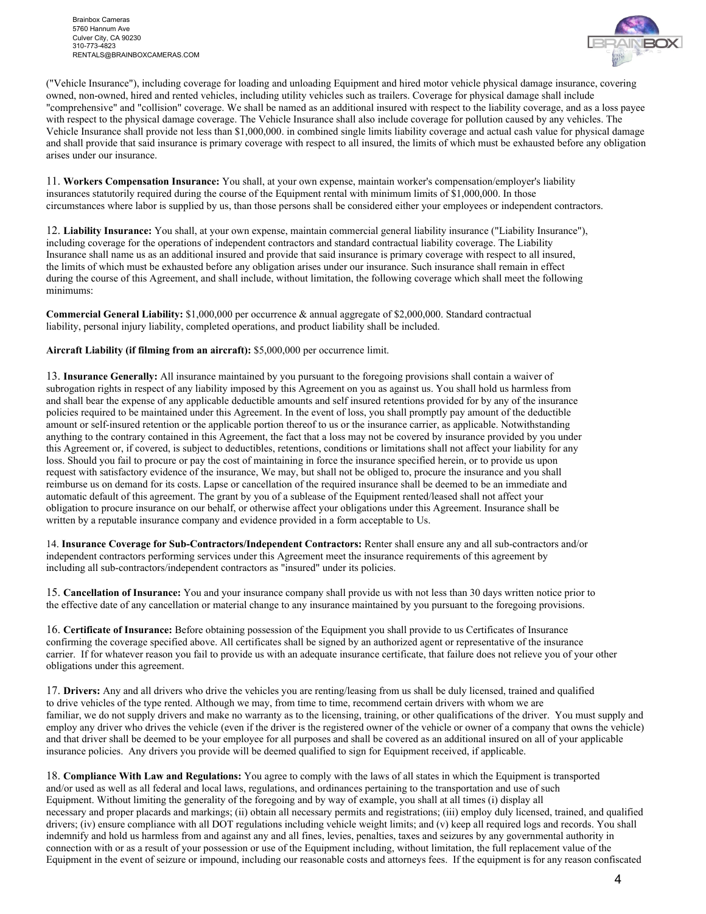("Vehicle Insurance"), including coverage for loading and unloading Equipment and hired motor vehicle physical damage insurance, covering owned, non-owned, hired and rented vehicles, including utility vehicles such as trailers. Coverage for physical damage shall include "comprehensive" and "collision" coverage. We shall be named as an additional insured with respect to the liability coverage, and as a loss payee with respect to the physical damage coverage. The Vehicle Insurance shall also include coverage for pollution caused by any vehicles. The Vehicle Insurance shall provide not less than $1,000,000. in combined single limits liability coverage and actual cash value for physical damage and shall provide that said insurance is primary coverage with respect to all insured, the limits of which must be exhausted before any obligation arises under our insurance.

11. **Workers Compensation Insurance:** You shall, at your own expense, maintain worker's compensation/employer's liability insurances statutorily required during the course of the Equipment rental with minimum limits of $1,000,000. In those circumstances where labor is supplied by us, than those persons shall be considered either your employees or independent contractors.

12. **Liability Insurance:** You shall, at your own expense, maintain commercial general liability insurance ("Liability Insurance"), including coverage for the operations of independent contractors and standard contractual liability coverage. The Liability Insurance shall name us as an additional insured and provide that said insurance is primary coverage with respect to all insured, the limits of which must be exhausted before any obligation arises under our insurance. Such insurance shall remain in effect during the course of this Agreement, and shall include, without limitation, the following coverage which shall meet the following minimums:

**Commercial General Liability:** $1,000,000 per occurrence & annual aggregate of $2,000,000. Standard contractual liability, personal injury liability, completed operations, and product liability shall be included.

**Aircraft Liability (if filming from an aircraft):** $5,000,000 per occurrence limit.

13. **Insurance Generally:** All insurance maintained by you pursuant to the foregoing provisions shall contain a waiver of subrogation rights in respect of any liability imposed by this Agreement on you as against us. You shall hold us harmless from and shall bear the expense of any applicable deductible amounts and self insured retentions provided for by any of the insurance policies required to be maintained under this Agreement. In the event of loss, you shall promptly pay amount of the deductible amount or self-insured retention or the applicable portion thereof to us or the insurance carrier, as applicable. Notwithstanding anything to the contrary contained in this Agreement, the fact that a loss may not be covered by insurance provided by you under this Agreement or, if covered, is subject to deductibles, retentions, conditions or limitations shall not affect your liability for any loss. Should you fail to procure or pay the cost of maintaining in force the insurance specified herein, or to provide us upon request with satisfactory evidence of the insurance, We may, but shall not be obliged to, procure the insurance and you shall reimburse us on demand for its costs. Lapse or cancellation of the required insurance shall be deemed to be an immediate and automatic default of this agreement. The grant by you of a sublease of the Equipment rented/leased shall not affect your obligation to procure insurance on our behalf, or otherwise affect your obligations under this Agreement. Insurance shall be written by a reputable insurance company and evidence provided in a form acceptable to Us.

14. **Insurance Coverage for Sub-Contractors/Independent Contractors:** Renter shall ensure any and all sub-contractors and/or independent contractors performing services under this Agreement meet the insurance requirements of this agreement by including all sub-contractors/independent contractors as "insured" under its policies.

15. **Cancellation of Insurance:** You and your insurance company shall provide us with not less than 30 days written notice prior to the effective date of any cancellation or material change to any insurance maintained by you pursuant to the foregoing provisions.

16. **Certificate of Insurance:** Before obtaining possession of the Equipment you shall provide to us Certificates of Insurance confirming the coverage specified above. All certificates shall be signed by an authorized agent or representative of the insurance carrier. If for whatever reason you fail to provide us with an adequate insurance certificate, that failure does not relieve you of your other obligations under this agreement.

17. **Drivers:** Any and all drivers who drive the vehicles you are renting/leasing from us shall be duly licensed, trained and qualified to drive vehicles of the type rented. Although we may, from time to time, recommend certain drivers with whom we are familiar, we do not supply drivers and make no warranty as to the licensing, training, or other qualifications of the driver. You must supply and employ any driver who drives the vehicle (even if the driver is the registered owner of the vehicle or owner of a company that owns the vehicle) and that driver shall be deemed to be your employee for all purposes and shall be covered as an additional insured on all of your applicable insurance policies. Any drivers you provide will be deemed qualified to sign for Equipment received, if applicable.

18. **Compliance With Law and Regulations:** You agree to comply with the laws of all states in which the Equipment is transported and/or used as well as all federal and local laws, regulations, and ordinances pertaining to the transportation and use of such Equipment. Without limiting the generality of the foregoing and by way of example, you shall at all times (i) display all necessary and proper placards and markings; (ii) obtain all necessary permits and registrations; (iii) employ duly licensed, trained, and qualified drivers; (iv) ensure compliance with all DOT regulations including vehicle weight limits; and (v) keep all required logs and records. You shall indemnify and hold us harmless from and against any and all fines, levies, penalties, taxes and seizures by any governmental authority in connection with or as a result of your possession or use of the Equipment including, without limitation, the full replacement value of the Equipment in the event of seizure or impound, including our reasonable costs and attorneys fees. If the equipment is for any reason confiscated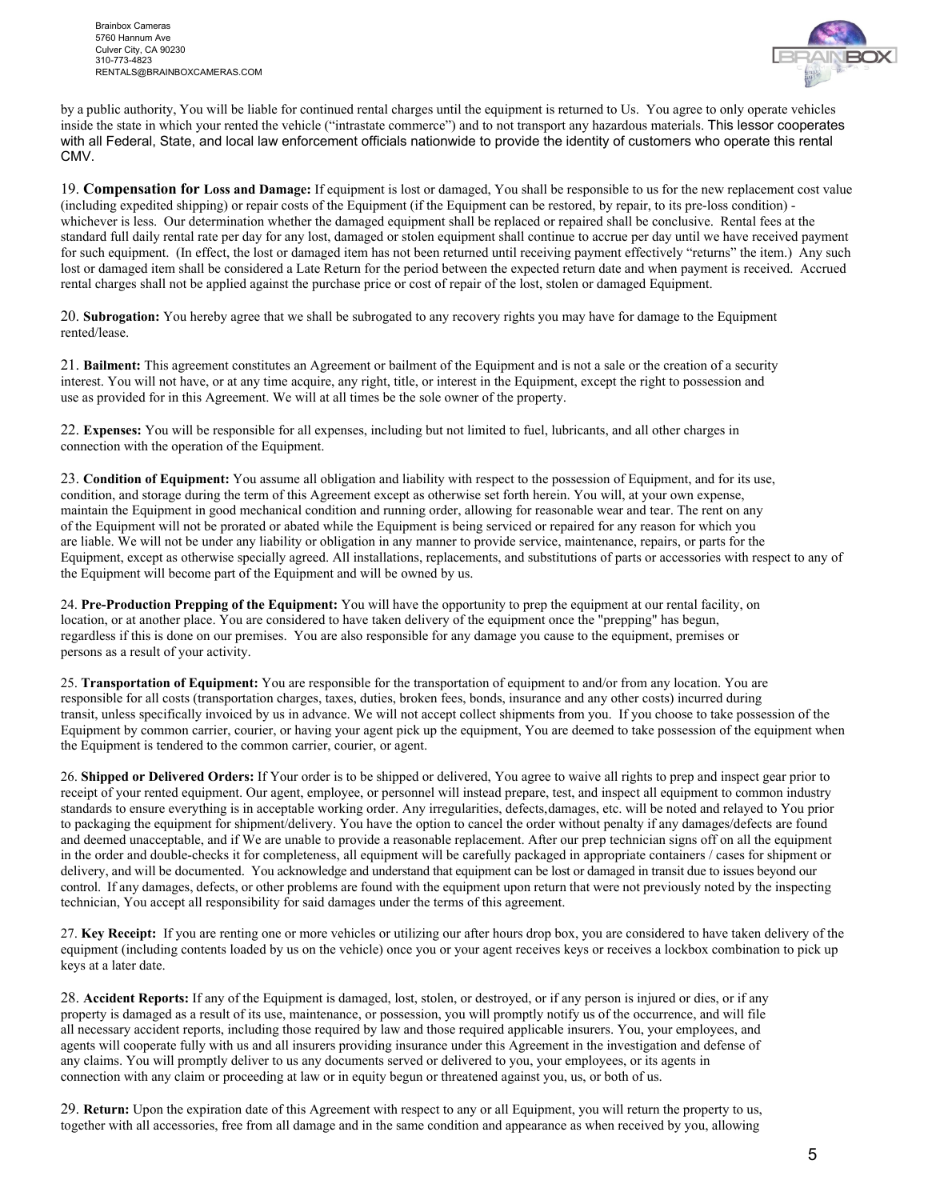by a public authority, You will be liable for continued rental charges until the equipment is returned to Us. You agree to only operate vehicles inside the state in which your rented the vehicle ("intrastate commerce") and to not transport any hazardous materials. This lessor cooperates with all Federal, State, and local law enforcement officials nationwide to provide the identity of customers who operate this rental CMV.

19. **Compensation for Loss and Damage:** If equipment is lost or damaged, You shall be responsible to us for the new replacement cost value (including expedited shipping) or repair costs of the Equipment (if the Equipment can be restored, by repair, to its pre-loss condition) - whichever is less. Our determination whether the damaged equipment shall be replaced or repaired shall be conclusive. Rental fees at the standard full daily rental rate per day for any lost, damaged or stolen equipment shall continue to accrue per day until we have received payment for such equipment. (In effect, the lost or damaged item has not been returned until receiving payment effectively "returns" the item.) Any such lost or damaged item shall be considered a Late Return for the period between the expected return date and when payment is received. Accrued rental charges shall not be applied against the purchase price or cost of repair of the lost, stolen or damaged Equipment.

20. **Subrogation:** You hereby agree that we shall be subrogated to any recovery rights you may have for damage to the Equipment rented/lease.

21. **Bailment:** This agreement constitutes an Agreement or bailment of the Equipment and is not a sale or the creation of a security interest. You will not have, or at any time acquire, any right, title, or interest in the Equipment, except the right to possession and use as provided for in this Agreement. We will at all times be the sole owner of the property.

22. **Expenses:** You will be responsible for all expenses, including but not limited to fuel, lubricants, and all other charges in connection with the operation of the Equipment.

23. **Condition of Equipment:** You assume all obligation and liability with respect to the possession of Equipment, and for its use, condition, and storage during the term of this Agreement except as otherwise set forth herein. You will, at your own expense, maintain the Equipment in good mechanical condition and running order, allowing for reasonable wear and tear. The rent on any of the Equipment will not be prorated or abated while the Equipment is being serviced or repaired for any reason for which you are liable. We will not be under any liability or obligation in any manner to provide service, maintenance, repairs, or parts for the Equipment, except as otherwise specially agreed. All installations, replacements, and substitutions of parts or accessories with respect to any of the Equipment will become part of the Equipment and will be owned by us.

24. **Pre-Production Prepping of the Equipment:** You will have the opportunity to prep the equipment at our rental facility, on location, or at another place. You are considered to have taken delivery of the equipment once the "prepping" has begun, regardless if this is done on our premises. You are also responsible for any damage you cause to the equipment, premises or persons as a result of your activity.

25. **Transportation of Equipment:** You are responsible for the transportation of equipment to and/or from any location. You are responsible for all costs (transportation charges, taxes, duties, broken fees, bonds, insurance and any other costs) incurred during transit, unless specifically invoiced by us in advance. We will not accept collect shipments from you. If you choose to take possession of the Equipment by common carrier, courier, or having your agent pick up the equipment, You are deemed to take possession of the equipment when the Equipment is tendered to the common carrier, courier, or agent.

26. **Shipped or Delivered Orders:** If Your order is to be shipped or delivered, You agree to waive all rights to prep and inspect gear prior to receipt of your rented equipment. Our agent, employee, or personnel will instead prepare, test, and inspect all equipment to common industry standards to ensure everything is in acceptable working order. Any irregularities, defects,damages, etc. will be noted and relayed to You prior to packaging the equipment for shipment/delivery. You have the option to cancel the order without penalty if any damages/defects are found and deemed unacceptable, and if We are unable to provide a reasonable replacement. After our prep technician signs off on all the equipment in the order and double-checks it for completeness, all equipment will be carefully packaged in appropriate containers / cases for shipment or delivery, and will be documented. You acknowledge and understand that equipment can be lost or damaged in transit due to issues beyond our control. If any damages, defects, or other problems are found with the equipment upon return that were not previously noted by the inspecting technician, You accept all responsibility for said damages under the terms of this agreement.

27. **Key Receipt:** If you are renting one or more vehicles or utilizing our after hours drop box, you are considered to have taken delivery of the equipment (including contents loaded by us on the vehicle) once you or your agent receives keys or receives a lockbox combination to pick up keys at a later date.

28. **Accident Reports:** If any of the Equipment is damaged, lost, stolen, or destroyed, or if any person is injured or dies, or if any property is damaged as a result of its use, maintenance, or possession, you will promptly notify us of the occurrence, and will file all necessary accident reports, including those required by law and those required applicable insurers. You, your employees, and agents will cooperate fully with us and all insurers providing insurance under this Agreement in the investigation and defense of any claims. You will promptly deliver to us any documents served or delivered to you, your employees, or its agents in connection with any claim or proceeding at law or in equity begun or threatened against you, us, or both of us.

29. **Return:** Upon the expiration date of this Agreement with respect to any or all Equipment, you will return the property to us, together with all accessories, free from all damage and in the same condition and appearance as when received by you, allowing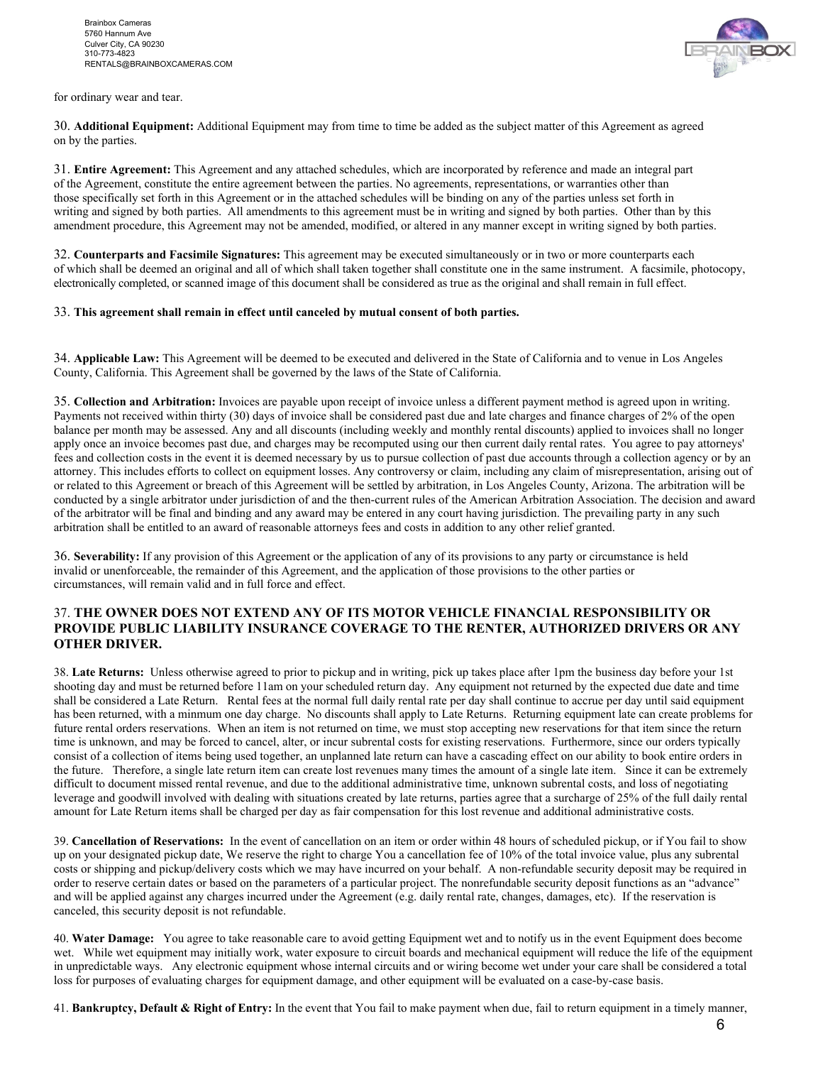for ordinary wear and tear.

30. **Additional Equipment:** Additional Equipment may from time to time be added as the subject matter of this Agreement as agreed on by the parties.

31. **Entire Agreement:** This Agreement and any attached schedules, which are incorporated by reference and made an integral part of the Agreement, constitute the entire agreement between the parties. No agreements, representations, or warranties other than those specifically set forth in this Agreement or in the attached schedules will be binding on any of the parties unless set forth in writing and signed by both parties. All amendments to this agreement must be in writing and signed by both parties. Other than by this amendment procedure, this Agreement may not be amended, modified, or altered in any manner except in writing signed by both parties.

32. **Counterparts and Facsimile Signatures:** This agreement may be executed simultaneously or in two or more counterparts each of which shall be deemed an original and all of which shall taken together shall constitute one in the same instrument. A facsimile, photocopy, electronically completed, or scanned image of this document shall be considered as true as the original and shall remain in full effect.

33. **This agreement shall remain in effect until canceled by mutual consent of both parties.**

34. **Applicable Law:** This Agreement will be deemed to be executed and delivered in the State of California and to venue in Los Angeles County, California. This Agreement shall be governed by the laws of the State of California.

35. **Collection and Arbitration:** Invoices are payable upon receipt of invoice unless a different payment method is agreed upon in writing. Payments not received within thirty (30) days of invoice shall be considered past due and late charges and finance charges of 2% of the open balance per month may be assessed. Any and all discounts (including weekly and monthly rental discounts) applied to invoices shall no longer apply once an invoice becomes past due, and charges may be recomputed using our then current daily rental rates. You agree to pay attorneys' fees and collection costs in the event it is deemed necessary by us to pursue collection of past due accounts through a collection agency or by an attorney. This includes efforts to collect on equipment losses. Any controversy or claim, including any claim of misrepresentation, arising out of or related to this Agreement or breach of this Agreement will be settled by arbitration, in Los Angeles County, Arizona. The arbitration will be conducted by a single arbitrator under jurisdiction of and the then-current rules of the American Arbitration Association. The decision and award of the arbitrator will be final and binding and any award may be entered in any court having jurisdiction. The prevailing party in any such arbitration shall be entitled to an award of reasonable attorneys fees and costs in addition to any other relief granted.

36. **Severability:** If any provision of this Agreement or the application of any of its provisions to any party or circumstance is held invalid or unenforceable, the remainder of this Agreement, and the application of those provisions to the other parties or circumstances, will remain valid and in full force and effect.

37. **THE OWNER DOES NOT EXTEND ANY OF ITS MOTOR VEHICLE FINANCIAL RESPONSIBILITY OR PROVIDE PUBLIC LIABILITY INSURANCE COVERAGE TO THE RENTER, AUTHORIZED DRIVERS OR ANY OTHER DRIVER.**

38. **Late Returns:** Unless otherwise agreed to prior to pickup and in writing, pick up takes place after 1pm the business day before your 1st shooting day and must be returned before 11am on your scheduled return day. Any equipment not returned by the expected due date and time shall be considered a Late Return. Rental fees at the normal full daily rental rate per day shall continue to accrue per day until said equipment has been returned, with a minmum one day charge. No discounts shall apply to Late Returns. Returning equipment late can create problems for future rental orders reservations. When an item is not returned on time, we must stop accepting new reservations for that item since the return time is unknown, and may be forced to cancel, alter, or incur subrental costs for existing reservations. Furthermore, since our orders typically consist of a collection of items being used together, an unplanned late return can have a cascading effect on our ability to book entire orders in the future. Therefore, a single late return item can create lost revenues many times the amount of a single late item. Since it can be extremely difficult to document missed rental revenue, and due to the additional administrative time, unknown subrental costs, and loss of negotiating leverage and goodwill involved with dealing with situations created by late returns, parties agree that a surcharge of 25% of the full daily rental amount for Late Return items shall be charged per day as fair compensation for this lost revenue and additional administrative costs.

39. **Cancellation of Reservations:** In the event of cancellation on an item or order within 48 hours of scheduled pickup, or if You fail to show up on your designated pickup date, We reserve the right to charge You a cancellation fee of 10% of the total invoice value, plus any subrental costs or shipping and pickup/delivery costs which we may have incurred on your behalf. A non-refundable security deposit may be required in order to reserve certain dates or based on the parameters of a particular project. The nonrefundable security deposit functions as an "advance" and will be applied against any charges incurred under the Agreement (e.g. daily rental rate, changes, damages, etc). If the reservation is canceled, this security deposit is not refundable.

40. **Water Damage:** You agree to take reasonable care to avoid getting Equipment wet and to notify us in the event Equipment does become wet. While wet equipment may initially work, water exposure to circuit boards and mechanical equipment will reduce the life of the equipment in unpredictable ways. Any electronic equipment whose internal circuits and or wiring become wet under your care shall be considered a total loss for purposes of evaluating charges for equipment damage, and other equipment will be evaluated on a case-by-case basis.

41. **Bankruptcy, Default & Right of Entry:** In the event that You fail to make payment when due, fail to return equipment in a timely manner,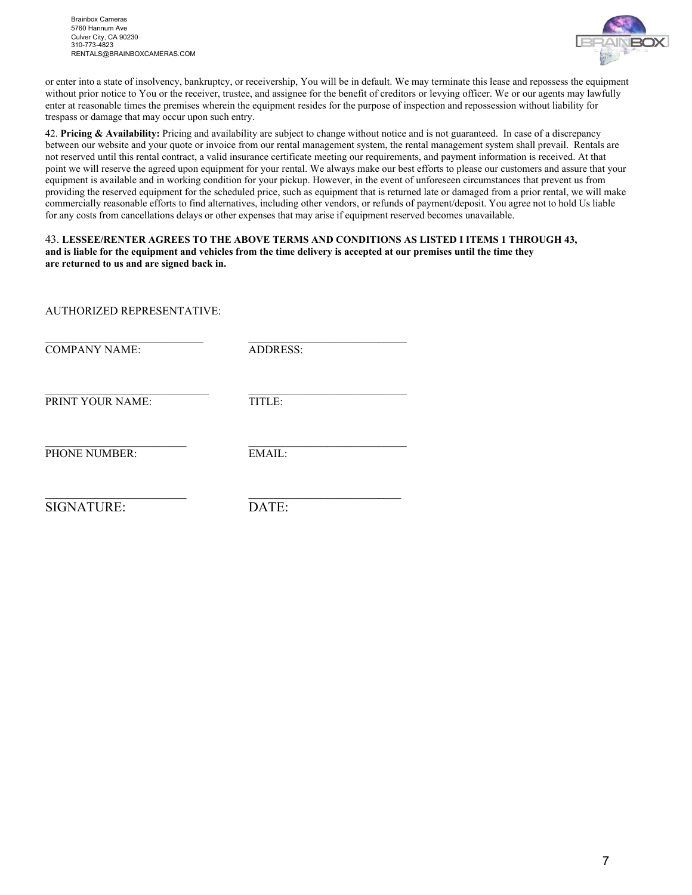or enter into a state of insolvency, bankruptcy, or receivership, You will be in default. We may terminate this lease and repossess the equipment without prior notice to You or the receiver, trustee, and assignee for the benefit of creditors or levying officer. We or our agents may lawfully enter at reasonable times the premises wherein the equipment resides for the purpose of inspection and repossession without liability for trespass or damage that may occur upon such entry.

42. **Pricing & Availability:** Pricing and availability are subject to change without notice and is not guaranteed. In case of a discrepancy between our website and your quote or invoice from our rental management system, the rental management system shall prevail. Rentals are not reserved until this rental contract, a valid insurance certificate meeting our requirements, and payment information is received. At that point we will reserve the agreed upon equipment for your rental. We always make our best efforts to please our customers and assure that your equipment is available and in working condition for your pickup. However, in the event of unforeseen circumstances that prevent us from providing the reserved equipment for the scheduled price, such as equipment that is returned late or damaged from a prior rental, we will make commercially reasonable efforts to find alternatives, including other vendors, or refunds of payment/deposit. You agree not to hold Us liable for any costs from cancellations delays or other expenses that may arise if equipment reserved becomes unavailable.

43. **LESSEE/RENTER AGREES TO THE ABOVE TERMS AND CONDITIONS AS LISTED I ITEMS 1 THROUGH 43, and is liable for the equipment and vehicles from the time delivery is accepted at our premises until the time they are returned to us and are signed back in.**

AUTHORIZED REPRESENTATIVE:

| | |
|---|---|
| ____________________________ | ____________________________ |
| COMPANY NAME: | ADDRESS: |
| ____________________________ | ____________________________ |
| PRINT YOUR NAME: | TITLE: |
| ____________________________ | ____________________________ |
| PHONE NUMBER: | EMAIL: |
| ____________________________ | ____________________________ |
| SIGNATURE: | DATE: |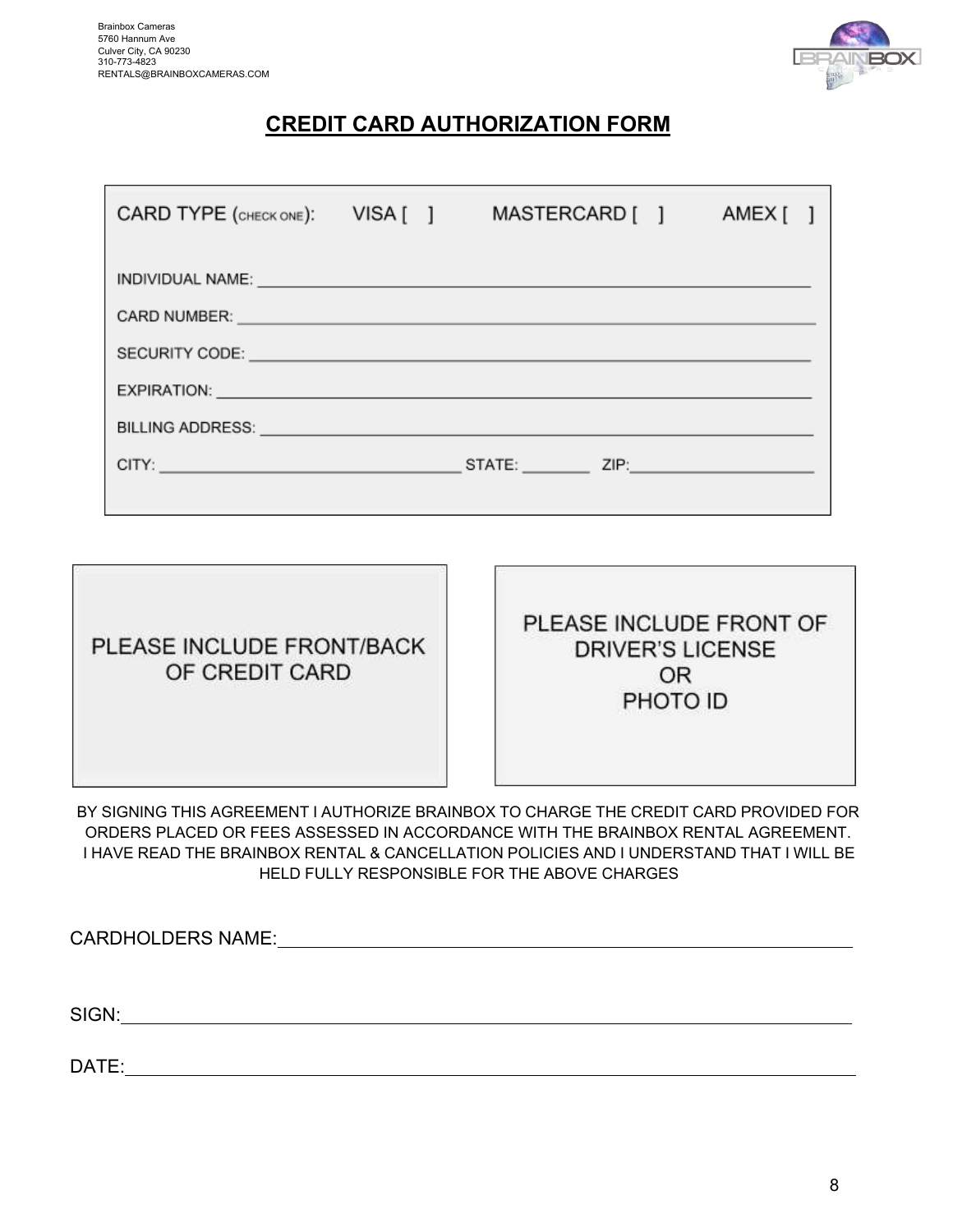Brainbox Cameras
5760 Hannum Ave
Culver City, CA 90230
310-773-4823
RENTALS@BRAINBOXCAMERAS.COM

# CREDIT CARD AUTHORIZATION FORM

CARD TYPE (CHECK ONE): VISA [ ] MASTERCARD [ ] AMEX [ ]

INDIVIDUAL NAME: ______________________________

CARD NUMBER: ______________________________

SECURITY CODE: ______________________________

EXPIRATION: ______________________________

BILLING ADDRESS: ______________________________

CITY: ____________________ STATE: ________ ZIP: ____________

PLEASE INCLUDE FRONT/BACK OF CREDIT CARD

PLEASE INCLUDE FRONT OF DRIVER'S LICENSE OR PHOTO ID

BY SIGNING THIS AGREEMENT I AUTHORIZE BRAINBOX TO CHARGE THE CREDIT CARD PROVIDED FOR ORDERS PLACED OR FEES ASSESSED IN ACCORDANCE WITH THE BRAINBOX RENTAL AGREEMENT. I HAVE READ THE BRAINBOX RENTAL & CANCELLATION POLICIES AND I UNDERSTAND THAT I WILL BE HELD FULLY RESPONSIBLE FOR THE ABOVE CHARGES

CARDHOLDERS NAME: ______________________________

SIGN: ______________________________

DATE: ______________________________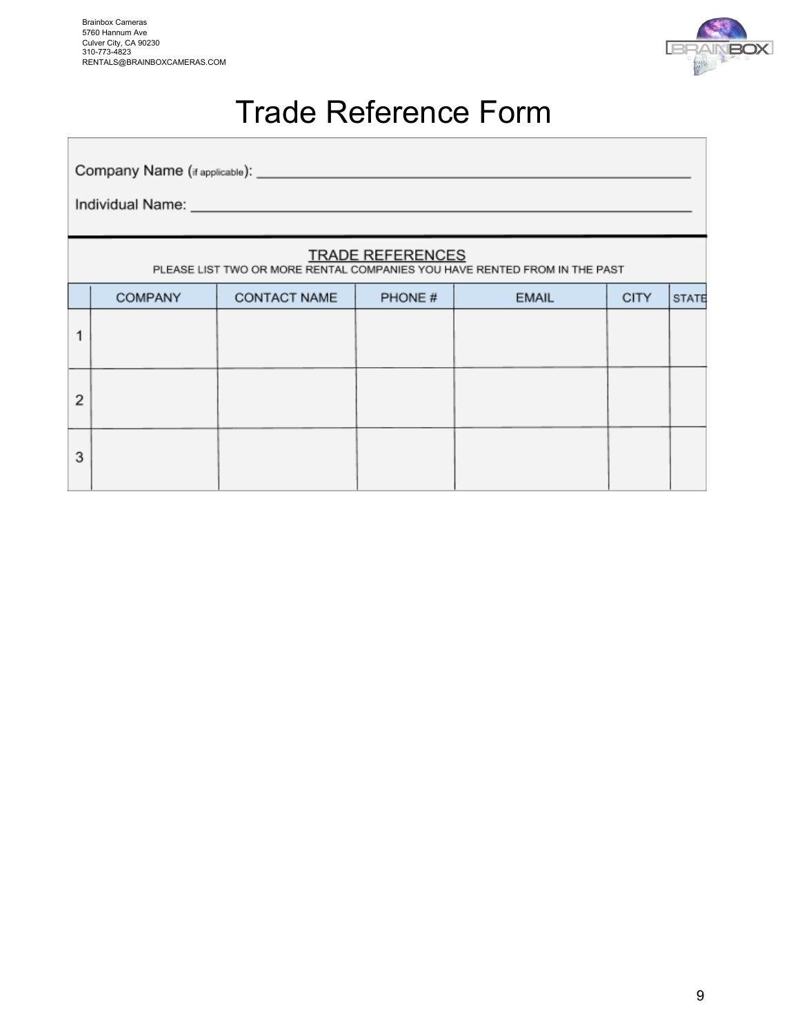Brainbox Cameras
5760 Hannum Ave
Culver City, CA 90230
310-773-4823
RENTALS@BRAINBOXCAMERAS.COM

# Trade Reference Form

Company Name (if applicable): ______________________________

Individual Name: ______________________________

## TRADE REFERENCES

PLEASE LIST TWO OR MORE RENTAL COMPANIES YOU HAVE RENTED FROM IN THE PAST

| | COMPANY | CONTACT NAME | PHONE # | EMAIL | CITY | STATE |
|---|---|---|---|---|---|---|
| 1 | | | | | | |
| 2 | | | | | | |
| 3 | | | | | | |